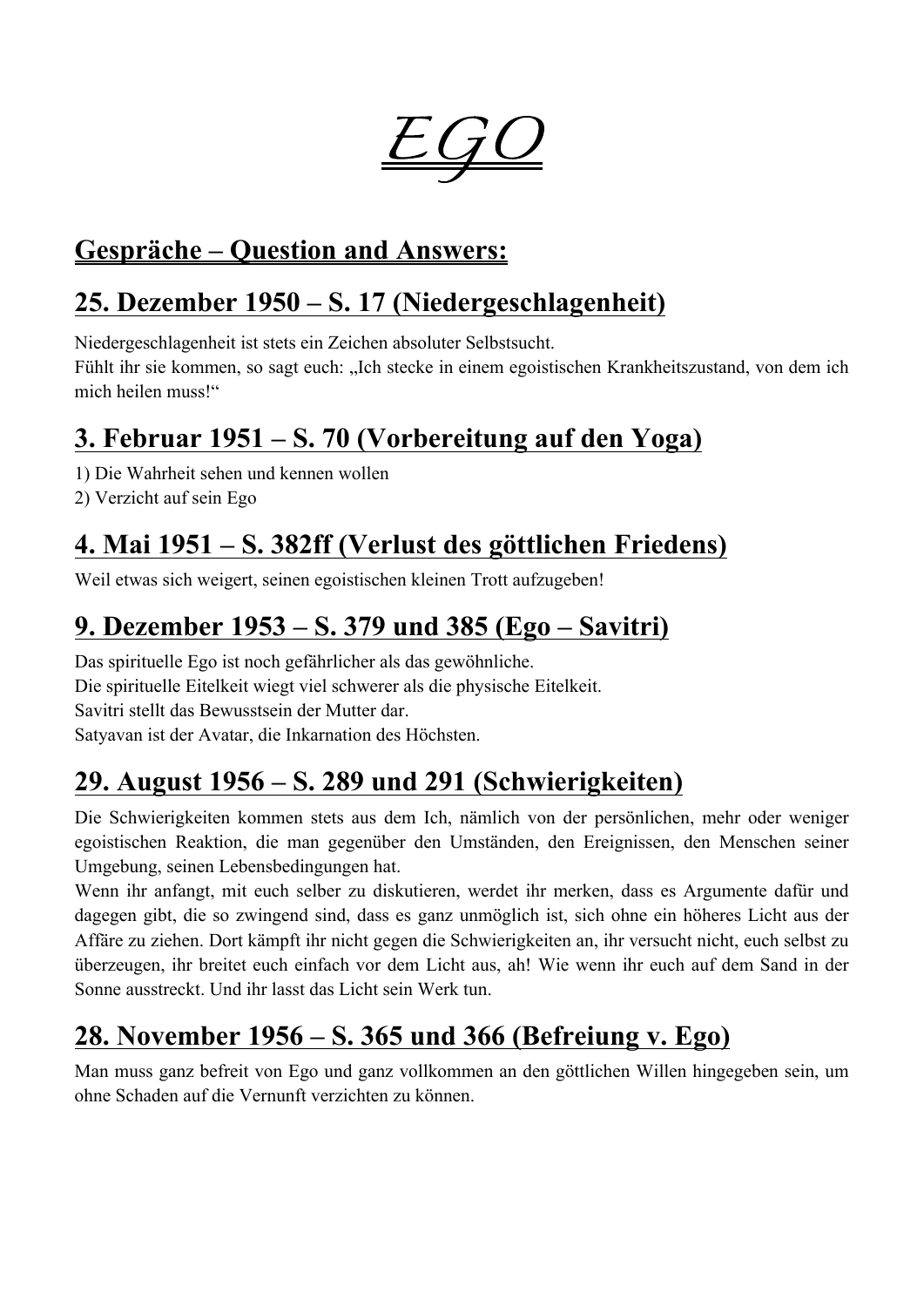# EGO

## Gespräche – Question and Answers:

## 25. Dezember 1950 – S. 17 (Niedergeschlagenheit)

Niedergeschlagenheit ist stets ein Zeichen absoluter Selbstsucht.
Fühlt ihr sie kommen, so sagt euch: „Ich stecke in einem egoistischen Krankheitszustand, von dem ich mich heilen muss!"

## 3. Februar 1951 – S. 70 (Vorbereitung auf den Yoga)

1) Die Wahrheit sehen und kennen wollen
2) Verzicht auf sein Ego

## 4. Mai 1951 – S. 382ff (Verlust des göttlichen Friedens)

Weil etwas sich weigert, seinen egoistischen kleinen Trott aufzugeben!

## 9. Dezember 1953 – S. 379 und 385 (Ego – Savitri)

Das spirituelle Ego ist noch gefährlicher als das gewöhnliche.
Die spirituelle Eitelkeit wiegt viel schwerer als die physische Eitelkeit.
Savitri stellt das Bewusstsein der Mutter dar.
Satyavan ist der Avatar, die Inkarnation des Höchsten.

## 29. August 1956 – S. 289 und 291 (Schwierigkeiten)

Die Schwierigkeiten kommen stets aus dem Ich, nämlich von der persönlichen, mehr oder weniger egoistischen Reaktion, die man gegenüber den Umständen, den Ereignissen, den Menschen seiner Umgebung, seinen Lebensbedingungen hat.
Wenn ihr anfangt, mit euch selber zu diskutieren, werdet ihr merken, dass es Argumente dafür und dagegen gibt, die so zwingend sind, dass es ganz unmöglich ist, sich ohne ein höheres Licht aus der Affäre zu ziehen. Dort kämpft ihr nicht gegen die Schwierigkeiten an, ihr versucht nicht, euch selbst zu überzeugen, ihr breitet euch einfach vor dem Licht aus, ah! Wie wenn ihr euch auf dem Sand in der Sonne ausstreckt. Und ihr lasst das Licht sein Werk tun.

## 28. November 1956 – S. 365 und 366 (Befreiung v. Ego)

Man muss ganz befreit von Ego und ganz vollkommen an den göttlichen Willen hingegeben sein, um ohne Schaden auf die Vernunft verzichten zu können.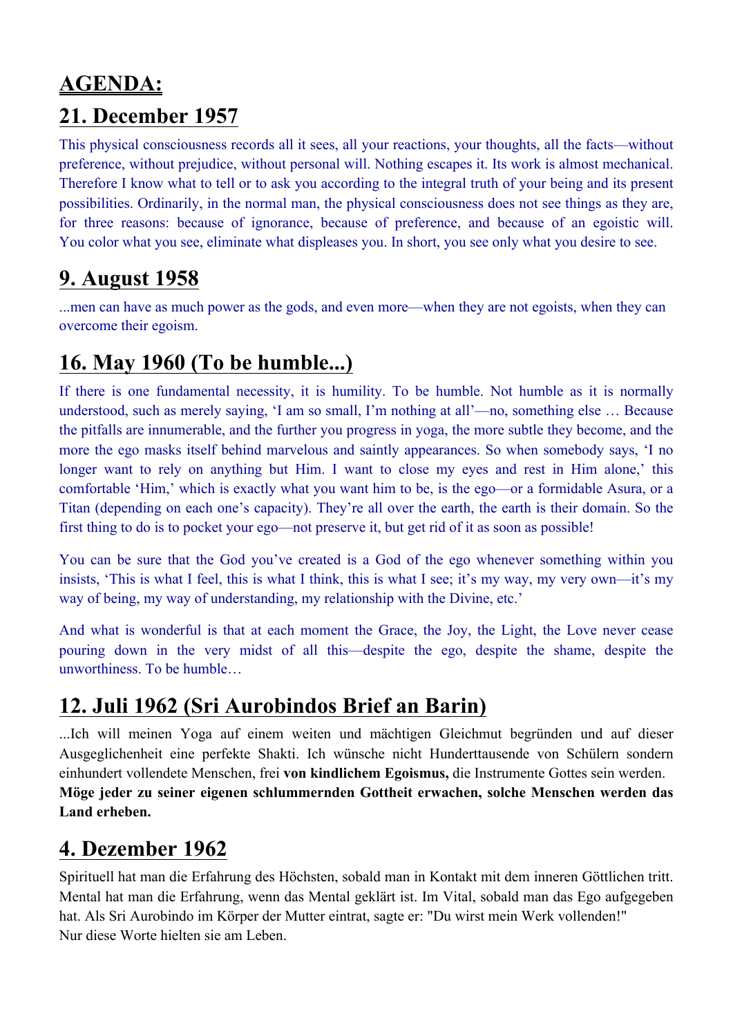# AGENDA:

## 21. December 1957

This physical consciousness records all it sees, all your reactions, your thoughts, all the facts—without preference, without prejudice, without personal will. Nothing escapes it. Its work is almost mechanical. Therefore I know what to tell or to ask you according to the integral truth of your being and its present possibilities. Ordinarily, in the normal man, the physical consciousness does not see things as they are, for three reasons: because of ignorance, because of preference, and because of an egoistic will. You color what you see, eliminate what displeases you. In short, you see only what you desire to see.

## 9. August 1958

...men can have as much power as the gods, and even more—when they are not egoists, when they can overcome their egoism.

## 16. May 1960 (To be humble...)

If there is one fundamental necessity, it is humility. To be humble. Not humble as it is normally understood, such as merely saying, 'I am so small, I'm nothing at all'—no, something else … Because the pitfalls are innumerable, and the further you progress in yoga, the more subtle they become, and the more the ego masks itself behind marvelous and saintly appearances. So when somebody says, 'I no longer want to rely on anything but Him. I want to close my eyes and rest in Him alone,' this comfortable 'Him,' which is exactly what you want him to be, is the ego—or a formidable Asura, or a Titan (depending on each one's capacity). They're all over the earth, the earth is their domain. So the first thing to do is to pocket your ego—not preserve it, but get rid of it as soon as possible!

You can be sure that the God you've created is a God of the ego whenever something within you insists, 'This is what I feel, this is what I think, this is what I see; it's my way, my very own—it's my way of being, my way of understanding, my relationship with the Divine, etc.'

And what is wonderful is that at each moment the Grace, the Joy, the Light, the Love never cease pouring down in the very midst of all this—despite the ego, despite the shame, despite the unworthiness. To be humble…

## 12. Juli 1962 (Sri Aurobindos Brief an Barin)

...Ich will meinen Yoga auf einem weiten und mächtigen Gleichmut begründen und auf dieser Ausgeglichenheit eine perfekte Shakti. Ich wünsche nicht Hunderttausende von Schülern sondern einhundert vollendete Menschen, frei **von kindlichem Egoismus,** die Instrumente Gottes sein werden. **Möge jeder zu seiner eigenen schlummernden Gottheit erwachen, solche Menschen werden das Land erheben.**

## 4. Dezember 1962

Spirituell hat man die Erfahrung des Höchsten, sobald man in Kontakt mit dem inneren Göttlichen tritt. Mental hat man die Erfahrung, wenn das Mental geklärt ist. Im Vital, sobald man das Ego aufgegeben hat. Als Sri Aurobindo im Körper der Mutter eintrat, sagte er: "Du wirst mein Werk vollenden!"
Nur diese Worte hielten sie am Leben.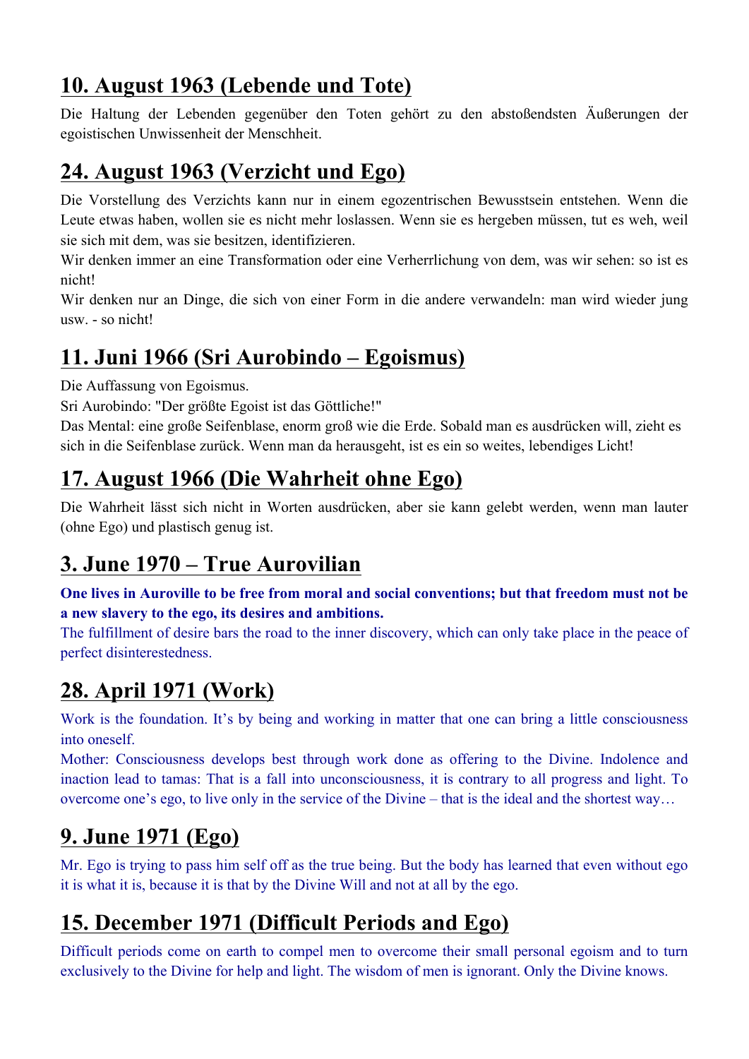## 10. August 1963 (Lebende und Tote)

Die Haltung der Lebenden gegenüber den Toten gehört zu den abstoßendsten Äußerungen der egoistischen Unwissenheit der Menschheit.

## 24. August 1963 (Verzicht und Ego)

Die Vorstellung des Verzichts kann nur in einem egozentrischen Bewusstsein entstehen. Wenn die Leute etwas haben, wollen sie es nicht mehr loslassen. Wenn sie es hergeben müssen, tut es weh, weil sie sich mit dem, was sie besitzen, identifizieren.
Wir denken immer an eine Transformation oder eine Verherrlichung von dem, was wir sehen: so ist es nicht!
Wir denken nur an Dinge, die sich von einer Form in die andere verwandeln: man wird wieder jung usw. - so nicht!

## 11. Juni 1966 (Sri Aurobindo – Egoismus)

Die Auffassung von Egoismus.
Sri Aurobindo: "Der größte Egoist ist das Göttliche!"
Das Mental: eine große Seifenblase, enorm groß wie die Erde. Sobald man es ausdrücken will, zieht es sich in die Seifenblase zurück. Wenn man da herausgeht, ist es ein so weites, lebendiges Licht!

## 17. August 1966 (Die Wahrheit ohne Ego)

Die Wahrheit lässt sich nicht in Worten ausdrücken, aber sie kann gelebt werden, wenn man lauter (ohne Ego) und plastisch genug ist.

## 3. June 1970 – True Aurovilian

**One lives in Auroville to be free from moral and social conventions; but that freedom must not be a new slavery to the ego, its desires and ambitions.**
The fulfillment of desire bars the road to the inner discovery, which can only take place in the peace of perfect disinterestedness.

## 28. April 1971 (Work)

Work is the foundation. It's by being and working in matter that one can bring a little consciousness into oneself.
Mother: Consciousness develops best through work done as offering to the Divine. Indolence and inaction lead to tamas: That is a fall into unconsciousness, it is contrary to all progress and light. To overcome one's ego, to live only in the service of the Divine – that is the ideal and the shortest way…

## 9. June 1971 (Ego)

Mr. Ego is trying to pass him self off as the true being. But the body has learned that even without ego it is what it is, because it is that by the Divine Will and not at all by the ego.

## 15. December 1971 (Difficult Periods and Ego)

Difficult periods come on earth to compel men to overcome their small personal egoism and to turn exclusively to the Divine for help and light. The wisdom of men is ignorant. Only the Divine knows.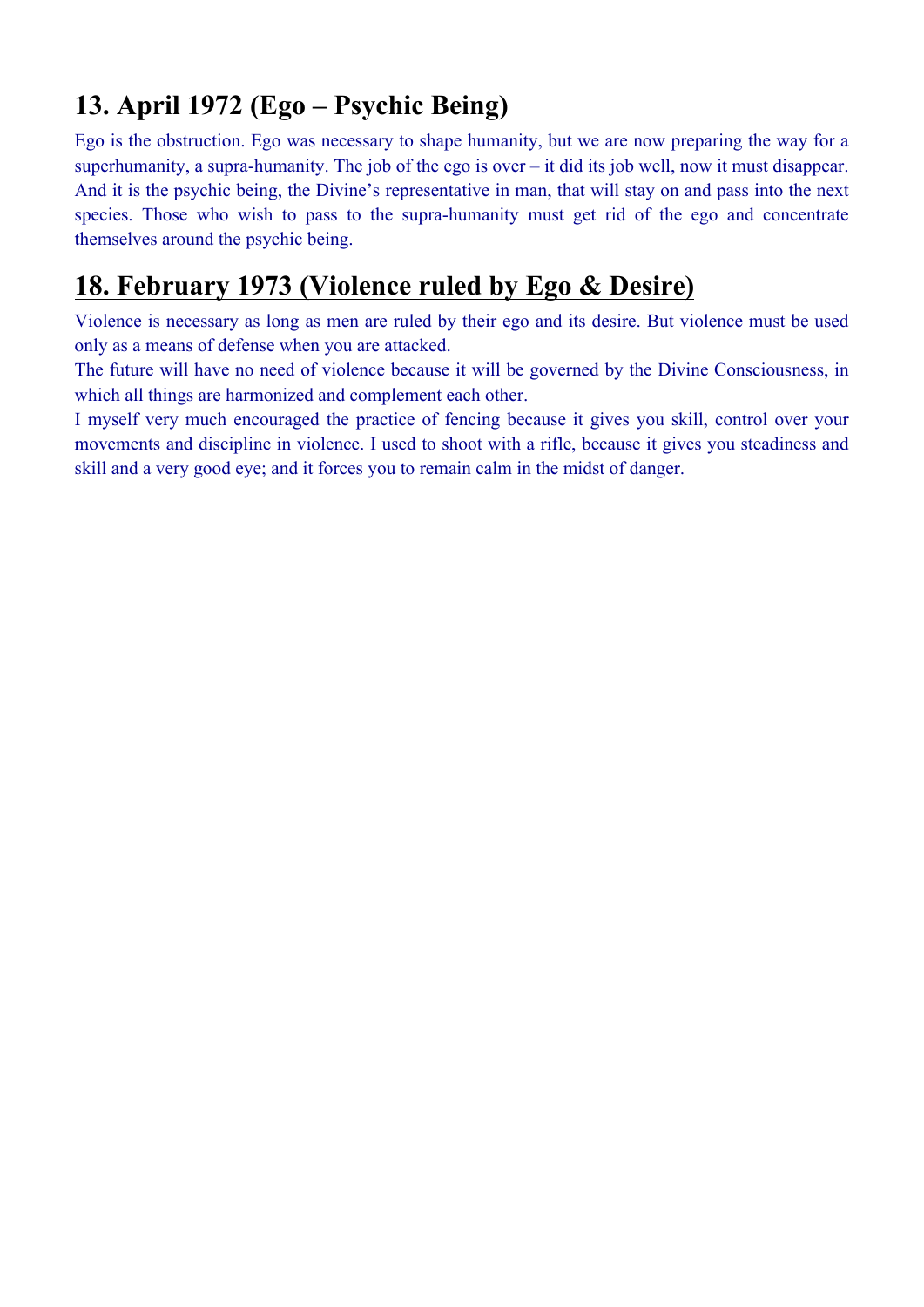## 13. April 1972 (Ego – Psychic Being)

Ego is the obstruction. Ego was necessary to shape humanity, but we are now preparing the way for a superhumanity, a supra-humanity. The job of the ego is over – it did its job well, now it must disappear. And it is the psychic being, the Divine's representative in man, that will stay on and pass into the next species. Those who wish to pass to the supra-humanity must get rid of the ego and concentrate themselves around the psychic being.

## 18. February 1973 (Violence ruled by Ego & Desire)

Violence is necessary as long as men are ruled by their ego and its desire. But violence must be used only as a means of defense when you are attacked.

The future will have no need of violence because it will be governed by the Divine Consciousness, in which all things are harmonized and complement each other.

I myself very much encouraged the practice of fencing because it gives you skill, control over your movements and discipline in violence. I used to shoot with a rifle, because it gives you steadiness and skill and a very good eye; and it forces you to remain calm in the midst of danger.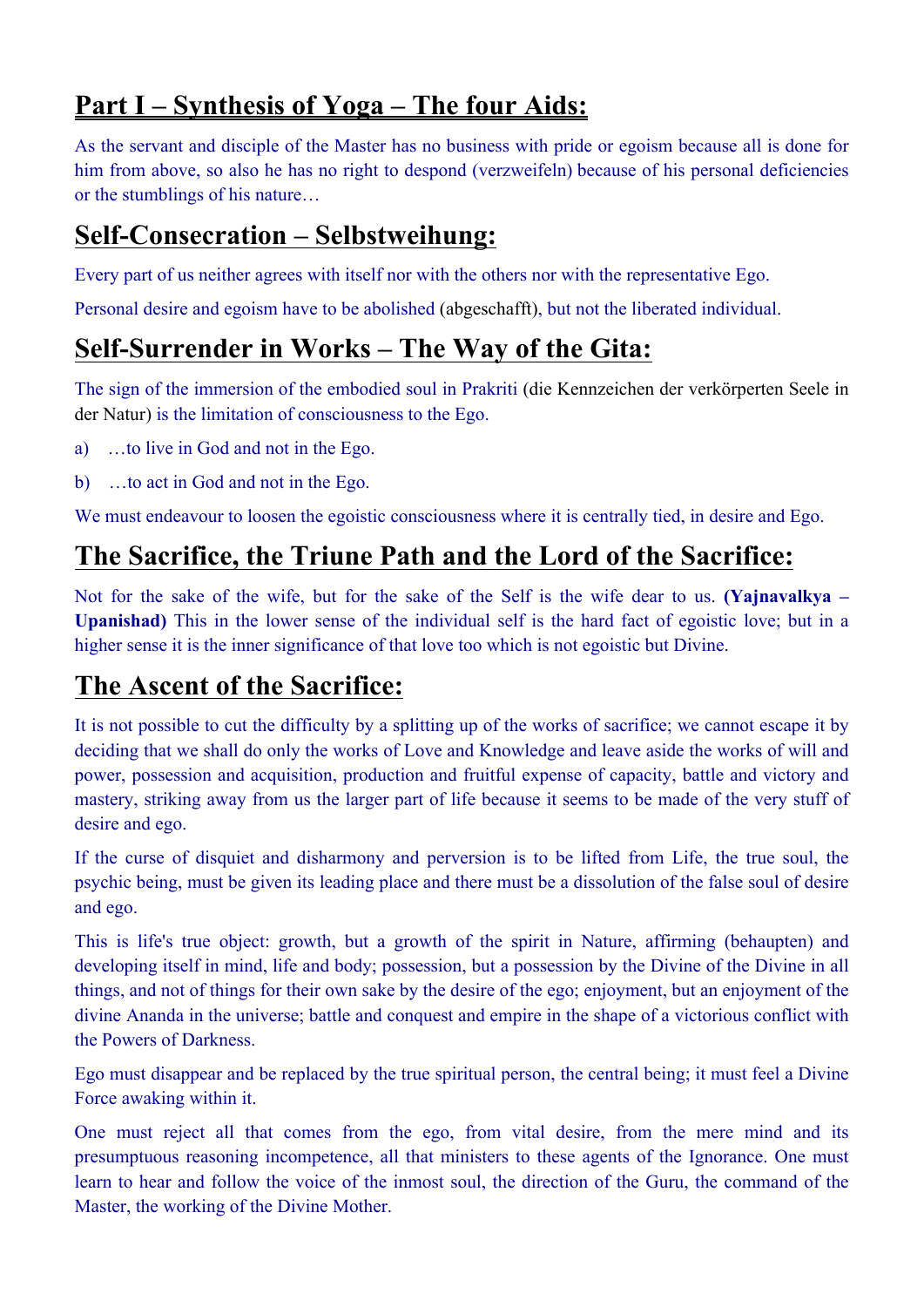## Part I – Synthesis of Yoga – The four Aids:

As the servant and disciple of the Master has no business with pride or egoism because all is done for him from above, so also he has no right to despond (verzweifeln) because of his personal deficiencies or the stumblings of his nature…

## Self-Consecration – Selbstweihung:

Every part of us neither agrees with itself nor with the others nor with the representative Ego.

Personal desire and egoism have to be abolished (abgeschafft), but not the liberated individual.

## Self-Surrender in Works – The Way of the Gita:

The sign of the immersion of the embodied soul in Prakriti (die Kennzeichen der verkörperten Seele in der Natur) is the limitation of consciousness to the Ego.

a) …to live in God and not in the Ego.

b) …to act in God and not in the Ego.

We must endeavour to loosen the egoistic consciousness where it is centrally tied, in desire and Ego.

## The Sacrifice, the Triune Path and the Lord of the Sacrifice:

Not for the sake of the wife, but for the sake of the Self is the wife dear to us. **(Yajnavalkya – Upanishad)** This in the lower sense of the individual self is the hard fact of egoistic love; but in a higher sense it is the inner significance of that love too which is not egoistic but Divine.

## The Ascent of the Sacrifice:

It is not possible to cut the difficulty by a splitting up of the works of sacrifice; we cannot escape it by deciding that we shall do only the works of Love and Knowledge and leave aside the works of will and power, possession and acquisition, production and fruitful expense of capacity, battle and victory and mastery, striking away from us the larger part of life because it seems to be made of the very stuff of desire and ego.

If the curse of disquiet and disharmony and perversion is to be lifted from Life, the true soul, the psychic being, must be given its leading place and there must be a dissolution of the false soul of desire and ego.

This is life's true object: growth, but a growth of the spirit in Nature, affirming (behaupten) and developing itself in mind, life and body; possession, but a possession by the Divine of the Divine in all things, and not of things for their own sake by the desire of the ego; enjoyment, but an enjoyment of the divine Ananda in the universe; battle and conquest and empire in the shape of a victorious conflict with the Powers of Darkness.

Ego must disappear and be replaced by the true spiritual person, the central being; it must feel a Divine Force awaking within it.

One must reject all that comes from the ego, from vital desire, from the mere mind and its presumptuous reasoning incompetence, all that ministers to these agents of the Ignorance. One must learn to hear and follow the voice of the inmost soul, the direction of the Guru, the command of the Master, the working of the Divine Mother.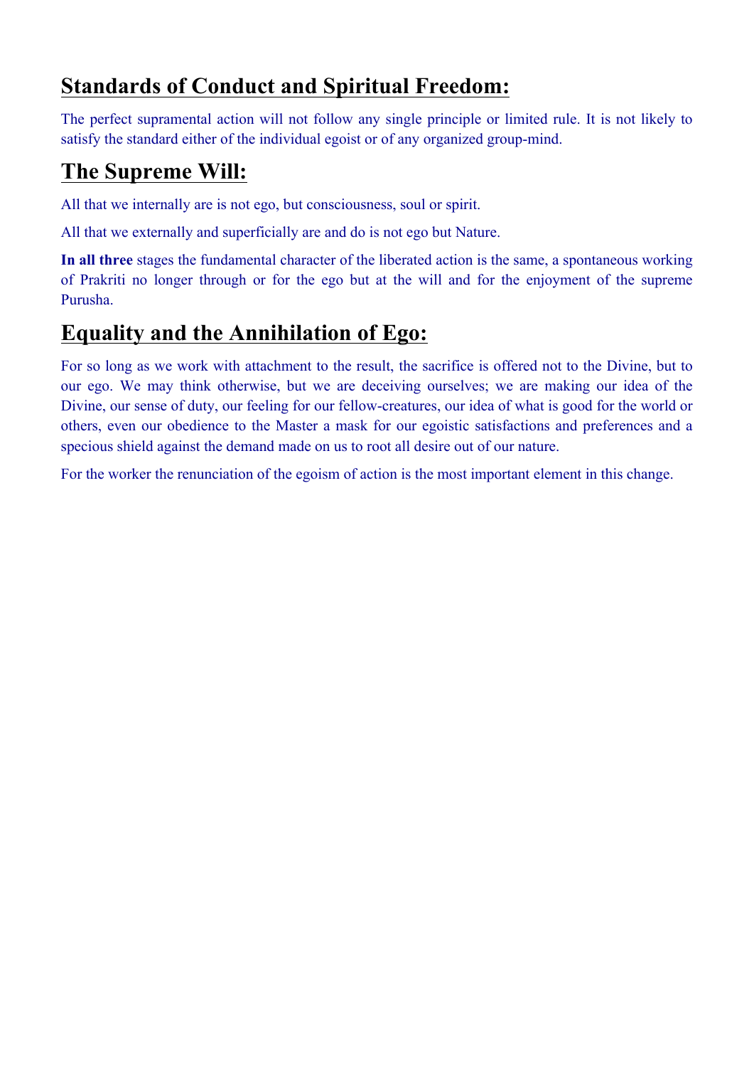## Standards of Conduct and Spiritual Freedom:

The perfect supramental action will not follow any single principle or limited rule. It is not likely to satisfy the standard either of the individual egoist or of any organized group-mind.

## The Supreme Will:

All that we internally are is not ego, but consciousness, soul or spirit.

All that we externally and superficially are and do is not ego but Nature.

**In all three** stages the fundamental character of the liberated action is the same, a spontaneous working of Prakriti no longer through or for the ego but at the will and for the enjoyment of the supreme Purusha.

## Equality and the Annihilation of Ego:

For so long as we work with attachment to the result, the sacrifice is offered not to the Divine, but to our ego. We may think otherwise, but we are deceiving ourselves; we are making our idea of the Divine, our sense of duty, our feeling for our fellow-creatures, our idea of what is good for the world or others, even our obedience to the Master a mask for our egoistic satisfactions and preferences and a specious shield against the demand made on us to root all desire out of our nature.

For the worker the renunciation of the egoism of action is the most important element in this change.